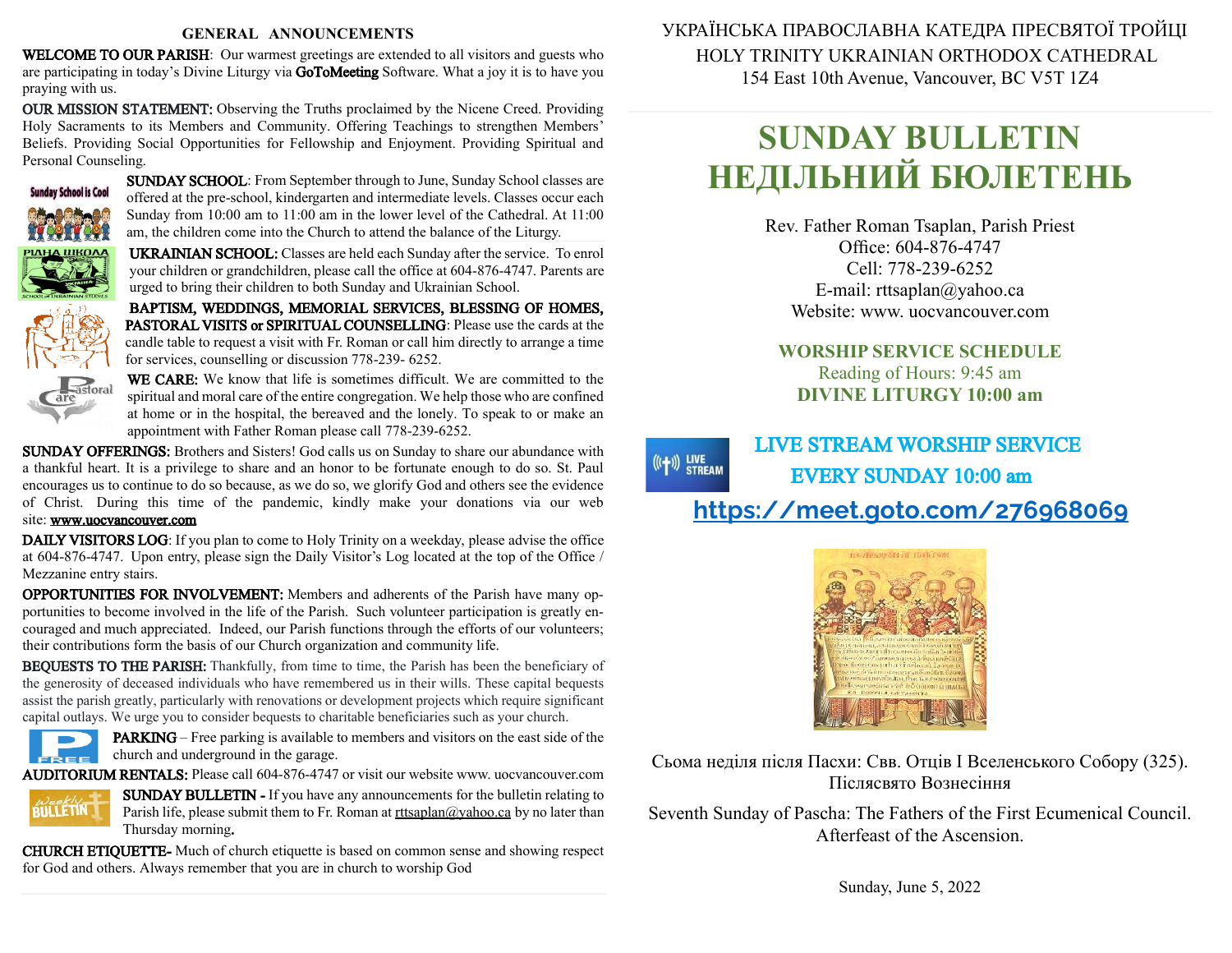## GENERAL ANNOUNCEMENTS

**WELCOME TO OUR PARISH**: Our warmest greetings are extended to all visitors and guests who are participating in today's Divine Liturgy via **GoToMeeting** Software. What a joy it is to have you praying with us.

**OUR MISSION STATEMENT:** Observing the Truths proclaimed by the Nicene Creed. Providing Holy Sacraments to its Members and Community. Offering Teachings to strengthen Members' Beliefs. Providing Social Opportunities for Fellowship and Enjoyment. Providing Spiritual and Personal Counseling.

**SUNDAY SCHOOL**: From September through to June, Sunday School classes are offered at the pre-school, kindergarten and intermediate levels. Classes occur each Sunday from 10:00 am to 11:00 am in the lower level of the Cathedral. At 11:00 am, the children come into the Church to attend the balance of the Liturgy.

**UKRAINIAN SCHOOL:** Classes are held each Sunday after the service. To enrol your children or grandchildren, please call the office at 604-876-4747. Parents are urged to bring their children to both Sunday and Ukrainian School.

**BAPTISM, WEDDINGS, MEMORIAL SERVICES, BLESSING OF HOMES, PASTORAL VISITS or SPIRITUAL COUNSELLING**: Please use the cards at the candle table to request a visit with Fr. Roman or call him directly to arrange a time for services, counselling or discussion 778-239- 6252.

**WE CARE:** We know that life is sometimes difficult. We are committed to the spiritual and moral care of the entire congregation. We help those who are confined at home or in the hospital, the bereaved and the lonely. To speak to or make an appointment with Father Roman please call 778-239-6252.

**SUNDAY OFFERINGS:** Brothers and Sisters! God calls us on Sunday to share our abundance with a thankful heart. It is a privilege to share and an honor to be fortunate enough to do so. St. Paul encourages us to continue to do so because, as we do so, we glorify God and others see the evidence of Christ. During this time of the pandemic, kindly make your donations via our web site: www.uocvancouver.com

**DAILY VISITORS LOG**: If you plan to come to Holy Trinity on a weekday, please advise the office at 604-876-4747. Upon entry, please sign the Daily Visitor's Log located at the top of the Office / Mezzanine entry stairs.

**OPPORTUNITIES FOR INVOLVEMENT:** Members and adherents of the Parish have many opportunities to become involved in the life of the Parish. Such volunteer participation is greatly encouraged and much appreciated. Indeed, our Parish functions through the efforts of our volunteers; their contributions form the basis of our Church organization and community life.

**BEQUESTS TO THE PARISH:** Thankfully, from time to time, the Parish has been the beneficiary of the generosity of deceased individuals who have remembered us in their wills. These capital bequests assist the parish greatly, particularly with renovations or development projects which require significant capital outlays. We urge you to consider bequests to charitable beneficiaries such as your church.

**PARKING** – Free parking is available to members and visitors on the east side of the church and underground in the garage.

**AUDITORIUM RENTALS:** Please call 604-876-4747 or visit our website www. uocvancouver.com

**SUNDAY BULLETIN -** If you have any announcements for the bulletin relating to Parish life, please submit them to Fr. Roman at rttsaplan@yahoo.ca by no later than Thursday morning.

**CHURCH ETIQUETTE-** Much of church etiquette is based on common sense and showing respect for God and others. Always remember that you are in church to worship God

УКРАЇНСЬКА ПРАВОСЛАВНА КАТЕДРА ПРЕСВЯТОЇ ТРОЙЦІ
HOLY TRINITY UKRAINIAN ORTHODOX CATHEDRAL
154 East 10th Avenue, Vancouver, BC V5T 1Z4

# SUNDAY BULLETIN
# НЕДІЛЬНИЙ БЮЛЕТЕНЬ

Rev. Father Roman Tsaplan, Parish Priest
Office: 604-876-4747
Cell: 778-239-6252
E-mail: rttsaplan@yahoo.ca
Website: www. uocvancouver.com

**WORSHIP SERVICE SCHEDULE**
Reading of Hours: 9:45 am
**DIVINE LITURGY 10:00 am**

**LIVE STREAM WORSHIP SERVICE**
**EVERY SUNDAY 10:00 am**
**https://meet.goto.com/276968069**

Сьома неділя після Пасхи: Свв. Отців І Вселенського Собору (325). Післясвято Вознесіння

Seventh Sunday of Pascha: The Fathers of the First Ecumenical Council. Afterfeast of the Ascension.

Sunday, June 5, 2022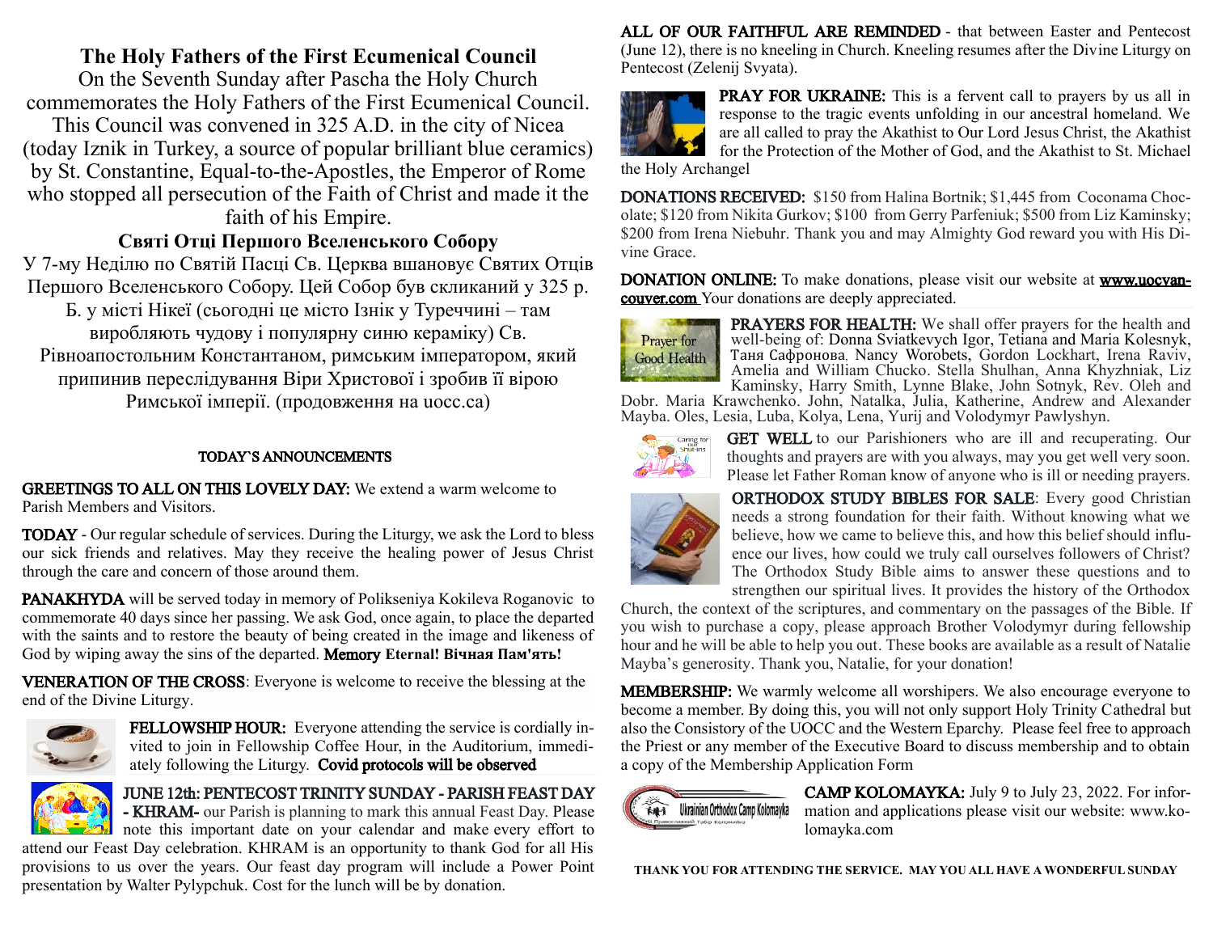## The Holy Fathers of the First Ecumenical Council

On the Seventh Sunday after Pascha the Holy Church commemorates the Holy Fathers of the First Ecumenical Council. This Council was convened in 325 A.D. in the city of Nicea (today Iznik in Turkey, a source of popular brilliant blue ceramics) by St. Constantine, Equal-to-the-Apostles, the Emperor of Rome who stopped all persecution of the Faith of Christ and made it the faith of his Empire.

## Святі Отці Першого Вселенського Собору

У 7-му Неділю по Святій Пасці Св. Церква вшановує Святих Отців Першого Вселенського Собору. Цей Собор був скликаний у 325 р. Б. у місті Нікеї (сьогодні це місто Ізнік у Туреччині – там виробляють чудову і популярну синю кераміку) Св. Рівноапостольним Константаном, римським імператором, який припинив переслідування Віри Христової і зробив її вірою Римської імперії. (продовження на uocc.ca)

### TODAY`S ANNOUNCEMENTS

**GREETINGS TO ALL ON THIS LOVELY DAY:** We extend a warm welcome to Parish Members and Visitors.

**TODAY** - Our regular schedule of services. During the Liturgy, we ask the Lord to bless our sick friends and relatives. May they receive the healing power of Jesus Christ through the care and concern of those around them.

**PANAKHYDA** will be served today in memory of Polikseniya Kokileva Roganovic to commemorate 40 days since her passing. We ask God, once again, to place the departed with the saints and to restore the beauty of being created in the image and likeness of God by wiping away the sins of the departed. **Memory Eternal! Вічная Пам'ять!**

**VENERATION OF THE CROSS**: Everyone is welcome to receive the blessing at the end of the Divine Liturgy.

**FELLOWSHIP HOUR:** Everyone attending the service is cordially invited to join in Fellowship Coffee Hour, in the Auditorium, immediately following the Liturgy. **Covid protocols will be observed**

**JUNE 12th: PENTECOST TRINITY SUNDAY - PARISH FEAST DAY - KHRAM-** our Parish is planning to mark this annual Feast Day. Please note this important date on your calendar and make every effort to attend our Feast Day celebration. KHRAM is an opportunity to thank God for all His provisions to us over the years. Our feast day program will include a Power Point presentation by Walter Pylypchuk. Cost for the lunch will be by donation.

**ALL OF OUR FAITHFUL ARE REMINDED** - that between Easter and Pentecost (June 12), there is no kneeling in Church. Kneeling resumes after the Divine Liturgy on Pentecost (Zelenij Svyata).

**PRAY FOR UKRAINE:** This is a fervent call to prayers by us all in response to the tragic events unfolding in our ancestral homeland. We are all called to pray the Akathist to Our Lord Jesus Christ, the Akathist for the Protection of the Mother of God, and the Akathist to St. Michael the Holy Archangel

**DONATIONS RECEIVED:** $150 from Halina Bortnik; $1,445 from Coconama Chocolate; $120 from Nikita Gurkov; $100 from Gerry Parfeniuk; $500 from Liz Kaminsky; $200 from Irena Niebuhr. Thank you and may Almighty God reward you with His Divine Grace.

**DONATION ONLINE:** To make donations, please visit our website at **www.uocvancouver.com** Your donations are deeply appreciated.

**PRAYERS FOR HEALTH:** We shall offer prayers for the health and well-being of: Donna Sviatkevych Igor, Tetiana and Maria Kolesnyk, Таня Сафронова, Nancy Worobets, Gordon Lockhart, Irena Raviv, Amelia and William Chucko. Stella Shulhan, Anna Khyzhniak, Liz Kaminsky, Harry Smith, Lynne Blake, John Sotnyk, Rev. Oleh and Dobr. Maria Krawchenko. John, Natalka, Julia, Katherine, Andrew and Alexander Mayba. Oles, Lesia, Luba, Kolya, Lena, Yurij and Volodymyr Pawlyshyn.

**GET WELL** to our Parishioners who are ill and recuperating. Our thoughts and prayers are with you always, may you get well very soon. Please let Father Roman know of anyone who is ill or needing prayers.

**ORTHODOX STUDY BIBLES FOR SALE**: Every good Christian needs a strong foundation for their faith. Without knowing what we believe, how we came to believe this, and how this belief should influence our lives, how could we truly call ourselves followers of Christ? The Orthodox Study Bible aims to answer these questions and to strengthen our spiritual lives. It provides the history of the Orthodox Church, the context of the scriptures, and commentary on the passages of the Bible. If you wish to purchase a copy, please approach Brother Volodymyr during fellowship hour and he will be able to help you out. These books are available as a result of Natalie Mayba's generosity. Thank you, Natalie, for your donation!

**MEMBERSHIP:** We warmly welcome all worshipers. We also encourage everyone to become a member. By doing this, you will not only support Holy Trinity Cathedral but also the Consistory of the UOCC and the Western Eparchy. Please feel free to approach the Priest or any member of the Executive Board to discuss membership and to obtain a copy of the Membership Application Form

**CAMP KOLOMAYKA:** July 9 to July 23, 2022. For information and applications please visit our website: www.kolomayka.com

**THANK YOU FOR ATTENDING THE SERVICE. MAY YOU ALL HAVE A WONDERFUL SUNDAY**